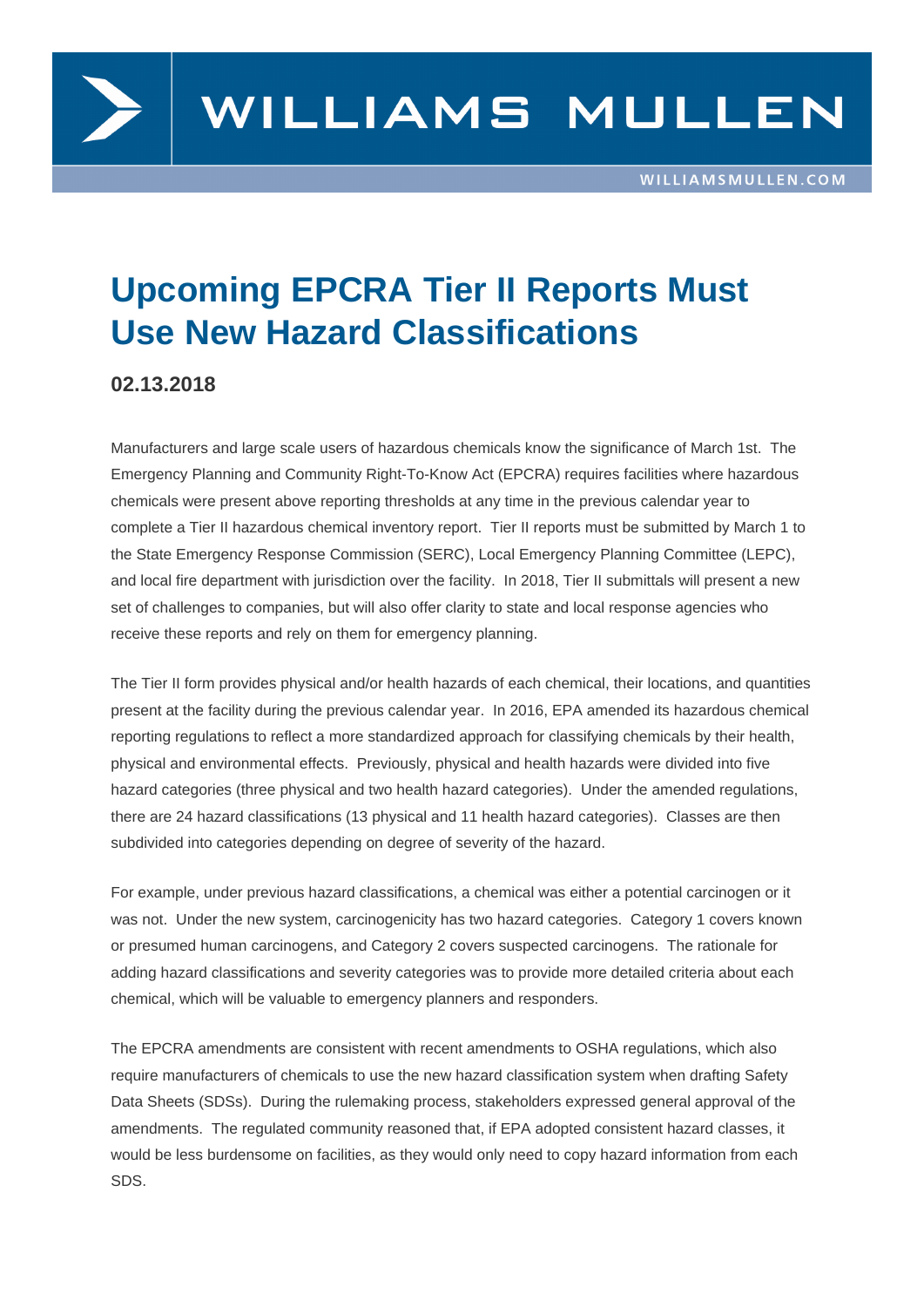# Upcoming EPCRA Tier II Reports Must Use New Hazard Classifications

**02.13.2018**

Manufacturers and large scale users of hazardous chemicals know the significance of March 1st. The Emergency Planning and Community Right-To-Know Act (EPCRA) requires facilities where hazardous chemicals were present above reporting thresholds at any time in the previous calendar year to complete a Tier II hazardous chemical inventory report. Tier II reports must be submitted by March 1 to the State Emergency Response Commission (SERC), Local Emergency Planning Committee (LEPC), and local fire department with jurisdiction over the facility. In 2018, Tier II submittals will present a new set of challenges to companies, but will also offer clarity to state and local response agencies who receive these reports and rely on them for emergency planning.

The Tier II form provides physical and/or health hazards of each chemical, their locations, and quantities present at the facility during the previous calendar year. In 2016, EPA amended its hazardous chemical reporting regulations to reflect a more standardized approach for classifying chemicals by their health, physical and environmental effects. Previously, physical and health hazards were divided into five hazard categories (three physical and two health hazard categories). Under the amended regulations, there are 24 hazard classifications (13 physical and 11 health hazard categories). Classes are then subdivided into categories depending on degree of severity of the hazard.

For example, under previous hazard classifications, a chemical was either a potential carcinogen or it was not. Under the new system, carcinogenicity has two hazard categories. Category 1 covers known or presumed human carcinogens, and Category 2 covers suspected carcinogens. The rationale for adding hazard classifications and severity categories was to provide more detailed criteria about each chemical, which will be valuable to emergency planners and responders.

The EPCRA amendments are consistent with recent amendments to OSHA regulations, which also require manufacturers of chemicals to use the new hazard classification system when drafting Safety Data Sheets (SDSs). During the rulemaking process, stakeholders expressed general approval of the amendments. The regulated community reasoned that, if EPA adopted consistent hazard classes, it would be less burdensome on facilities, as they would only need to copy hazard information from each SDS.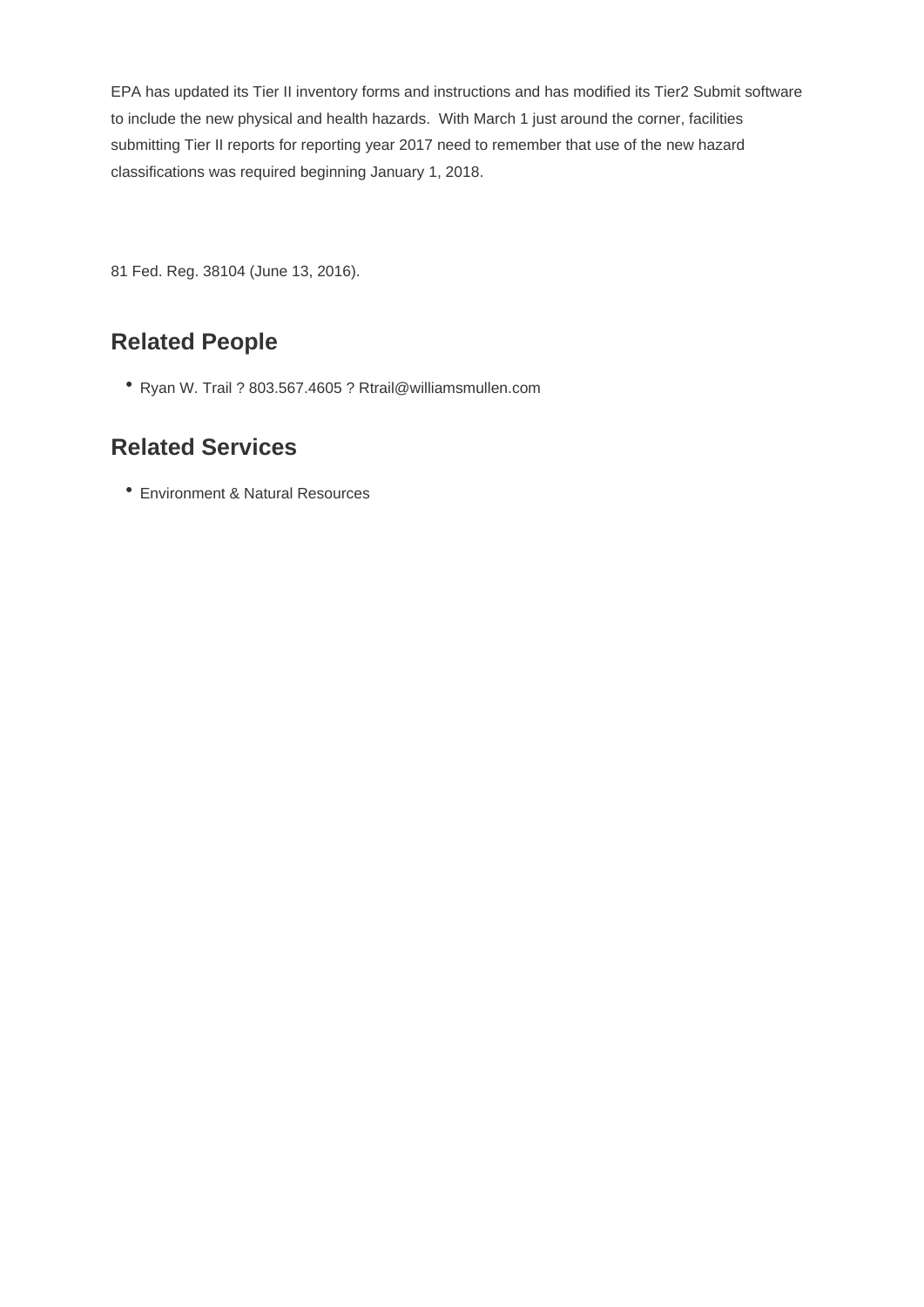EPA has updated its Tier II inventory forms and instructions and has modified its Tier2 Submit software to include the new physical and health hazards. With March 1 just around the corner, facilities submitting Tier II reports for reporting year 2017 need to remember that use of the new hazard classifications was required beginning January 1, 2018.

81 Fed. Reg. 38104 (June 13, 2016).

## Related People

- Ryan W. Trail ? 803.567.4605 ? Rtrail@williamsmullen.com

## Related Services

- Environment & Natural Resources